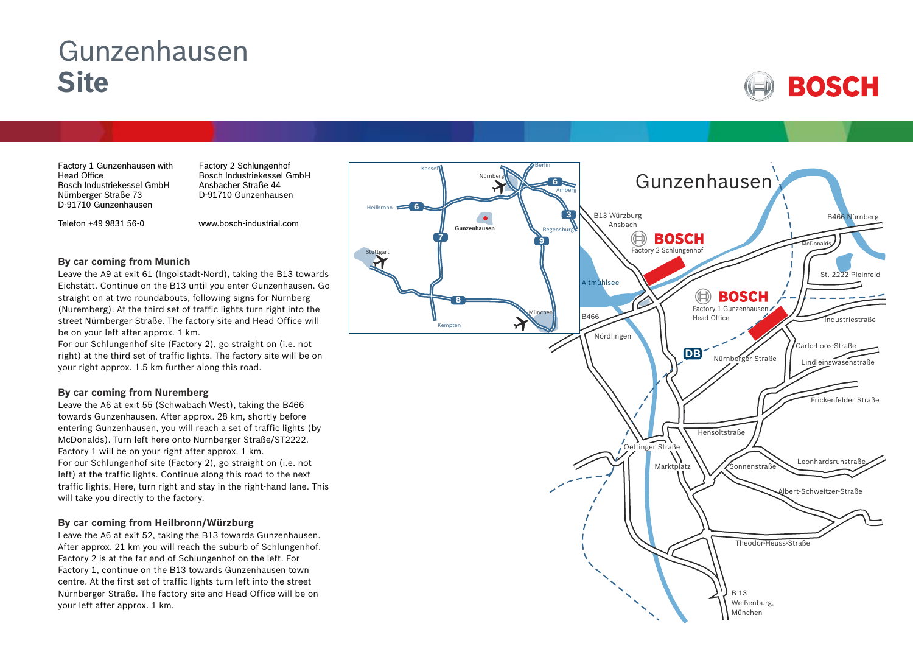# Gunzenhausen **Site**

Factory 1 Gunzenhausen with Head Office
Bosch Industriekessel GmbH
Nürnberger Straße 73
D-91710 Gunzenhausen

Telefon +49 9831 56-0

Factory 2 Schlungenhof
Bosch Industriekessel GmbH
Ansbacher Straße 44
D-91710 Gunzenhausen

www.bosch-industrial.com

### By car coming from Munich

Leave the A9 at exit 61 (Ingolstadt-Nord), taking the B13 towards Eichstätt. Continue on the B13 until you enter Gunzenhausen. Go straight on at two roundabouts, following signs for Nürnberg (Nuremberg). At the third set of traffic lights turn right into the street Nürnberger Straße. The factory site and Head Office will be on your left after approx. 1 km.
For our Schlungenhof site (Factory 2), go straight on (i.e. not right) at the third set of traffic lights. The factory site will be on your right approx. 1.5 km further along this road.

### By car coming from Nuremberg

Leave the A6 at exit 55 (Schwabach West), taking the B466 towards Gunzenhausen. After approx. 28 km, shortly before entering Gunzenhausen, you will reach a set of traffic lights (by McDonalds). Turn left here onto Nürnberger Straße/ST2222. Factory 1 will be on your right after approx. 1 km.
For our Schlungenhof site (Factory 2), go straight on (i.e. not left) at the traffic lights. Continue along this road to the next traffic lights. Here, turn right and stay in the right-hand lane. This will take you directly to the factory.

### By car coming from Heilbronn/Würzburg

Leave the A6 at exit 52, taking the B13 towards Gunzenhausen. After approx. 21 km you will reach the suburb of Schlungenhof. Factory 2 is at the far end of Schlungenhof on the left. For Factory 1, continue on the B13 towards Gunzenhausen town centre. At the first set of traffic lights turn left into the street Nürnberger Straße. The factory site and Head Office will be on your left after approx. 1 km.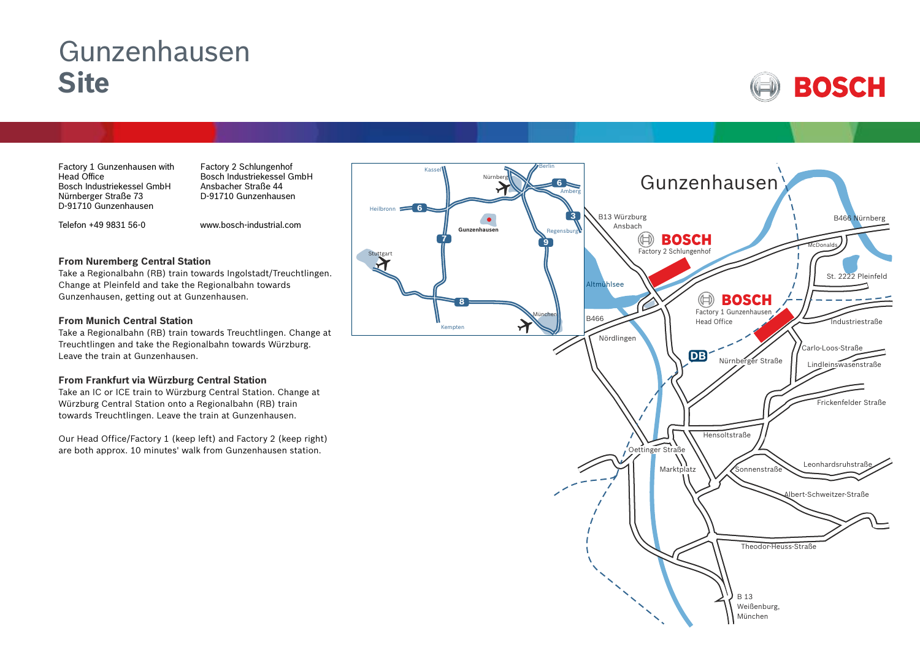# Gunzenhausen
# **Site**

Factory 1 Gunzenhausen with
Head Office
Bosch Industriekessel GmbH
Nürnberger Straße 73
D-91710 Gunzenhausen

Telefon +49 9831 56-0

Factory 2 Schlungenhof
Bosch Industriekessel GmbH
Ansbacher Straße 44
D-91710 Gunzenhausen

www.bosch-industrial.com

### From Nuremberg Central Station

Take a Regionalbahn (RB) train towards Ingolstadt/Treuchtlingen. Change at Pleinfeld and take the Regionalbahn towards Gunzenhausen, getting out at Gunzenhausen.

### From Munich Central Station

Take a Regionalbahn (RB) train towards Treuchtlingen. Change at Treuchtlingen and take the Regionalbahn towards Würzburg. Leave the train at Gunzenhausen.

### From Frankfurt via Würzburg Central Station

Take an IC or ICE train to Würzburg Central Station. Change at Würzburg Central Station onto a Regionalbahn (RB) train towards Treuchtlingen. Leave the train at Gunzenhausen.

Our Head Office/Factory 1 (keep left) and Factory 2 (keep right) are both approx. 10 minutes' walk from Gunzenhausen station.